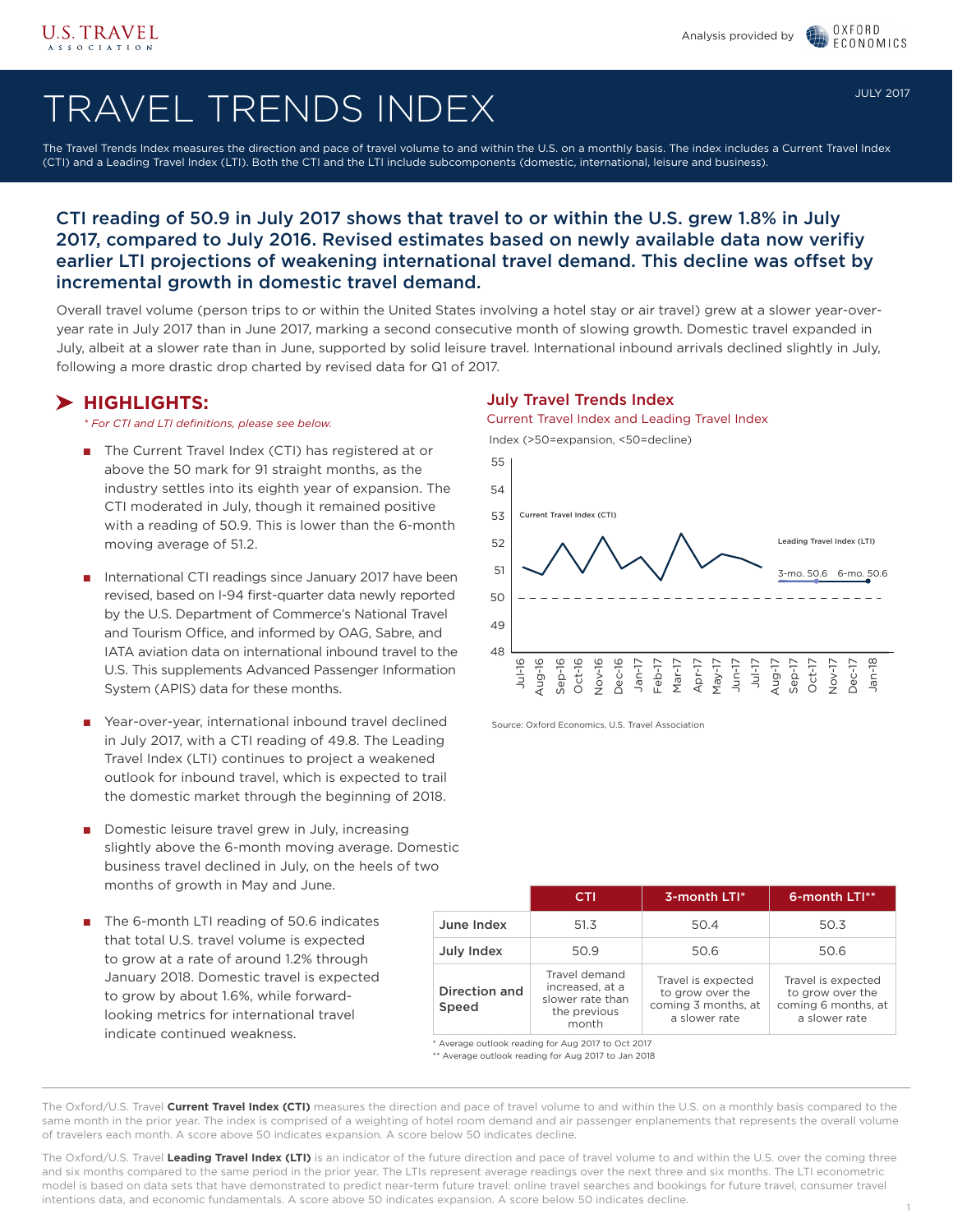U.S. TRAVEL ASSOCIATION

Analysis provided by OXFORD ECONOMICS

# TRAVEL TRENDS INDEX

JULY 2017

The Travel Trends Index measures the direction and pace of travel volume to and within the U.S. on a monthly basis. The index includes a Current Travel Index (CTI) and a Leading Travel Index (LTI). Both the CTI and the LTI include subcomponents (domestic, international, leisure and business).

## CTI reading of 50.9 in July 2017 shows that travel to or within the U.S. grew 1.8% in July 2017, compared to July 2016. Revised estimates based on newly available data now verifiy earlier LTI projections of weakening international travel demand. This decline was offset by incremental growth in domestic travel demand.

Overall travel volume (person trips to or within the United States involving a hotel stay or air travel) grew at a slower year-over-year rate in July 2017 than in June 2017, marking a second consecutive month of slowing growth. Domestic travel expanded in July, albeit at a slower rate than in June, supported by solid leisure travel. International inbound arrivals declined slightly in July, following a more drastic drop charted by revised data for Q1 of 2017.

## HIGHLIGHTS:

*\* For CTI and LTI definitions, please see below.*

- The Current Travel Index (CTI) has registered at or above the 50 mark for 91 straight months, as the industry settles into its eighth year of expansion. The CTI moderated in July, though it remained positive with a reading of 50.9. This is lower than the 6-month moving average of 51.2.
- International CTI readings since January 2017 have been revised, based on I-94 first-quarter data newly reported by the U.S. Department of Commerce's National Travel and Tourism Office, and informed by OAG, Sabre, and IATA aviation data on international inbound travel to the U.S. This supplements Advanced Passenger Information System (APIS) data for these months.
- Year-over-year, international inbound travel declined in July 2017, with a CTI reading of 49.8. The Leading Travel Index (LTI) continues to project a weakened outlook for inbound travel, which is expected to trail the domestic market through the beginning of 2018.
- Domestic leisure travel grew in July, increasing slightly above the 6-month moving average. Domestic business travel declined in July, on the heels of two months of growth in May and June.
- The 6-month LTI reading of 50.6 indicates that total U.S. travel volume is expected to grow at a rate of around 1.2% through January 2018. Domestic travel is expected to grow by about 1.6%, while forward-looking metrics for international travel indicate continued weakness.

### July Travel Trends Index

Current Travel Index and Leading Travel Index

Index (>50=expansion, <50=decline)

Current Travel Index (CTI)

Leading Travel Index (LTI)

3-mo. 50.6 6-mo. 50.6

Source: Oxford Economics, U.S. Travel Association

| | CTI | 3-month LTI* | 6-month LTI** |
|---|---|---|---|
| June Index | 51.3 | 50.4 | 50.3 |
| July Index | 50.9 | 50.6 | 50.6 |
| Direction and Speed | Travel demand increased, at a slower rate than the previous month | Travel is expected to grow over the coming 3 months, at a slower rate | Travel is expected to grow over the coming 6 months, at a slower rate |

\* Average outlook reading for Aug 2017 to Oct 2017

\*\* Average outlook reading for Aug 2017 to Jan 2018

The Oxford/U.S. Travel **Current Travel Index (CTI)** measures the direction and pace of travel volume to and within the U.S. on a monthly basis compared to the same month in the prior year. The index is comprised of a weighting of hotel room demand and air passenger enplanements that represents the overall volume of travelers each month. A score above 50 indicates expansion. A score below 50 indicates decline.

The Oxford/U.S. Travel **Leading Travel Index (LTI)** is an indicator of the future direction and pace of travel volume to and within the U.S. over the coming three and six months compared to the same period in the prior year. The LTIs represent average readings over the next three and six months. The LTI econometric model is based on data sets that have demonstrated to predict near-term future travel: online travel searches and bookings for future travel, consumer travel intentions data, and economic fundamentals. A score above 50 indicates expansion. A score below 50 indicates decline.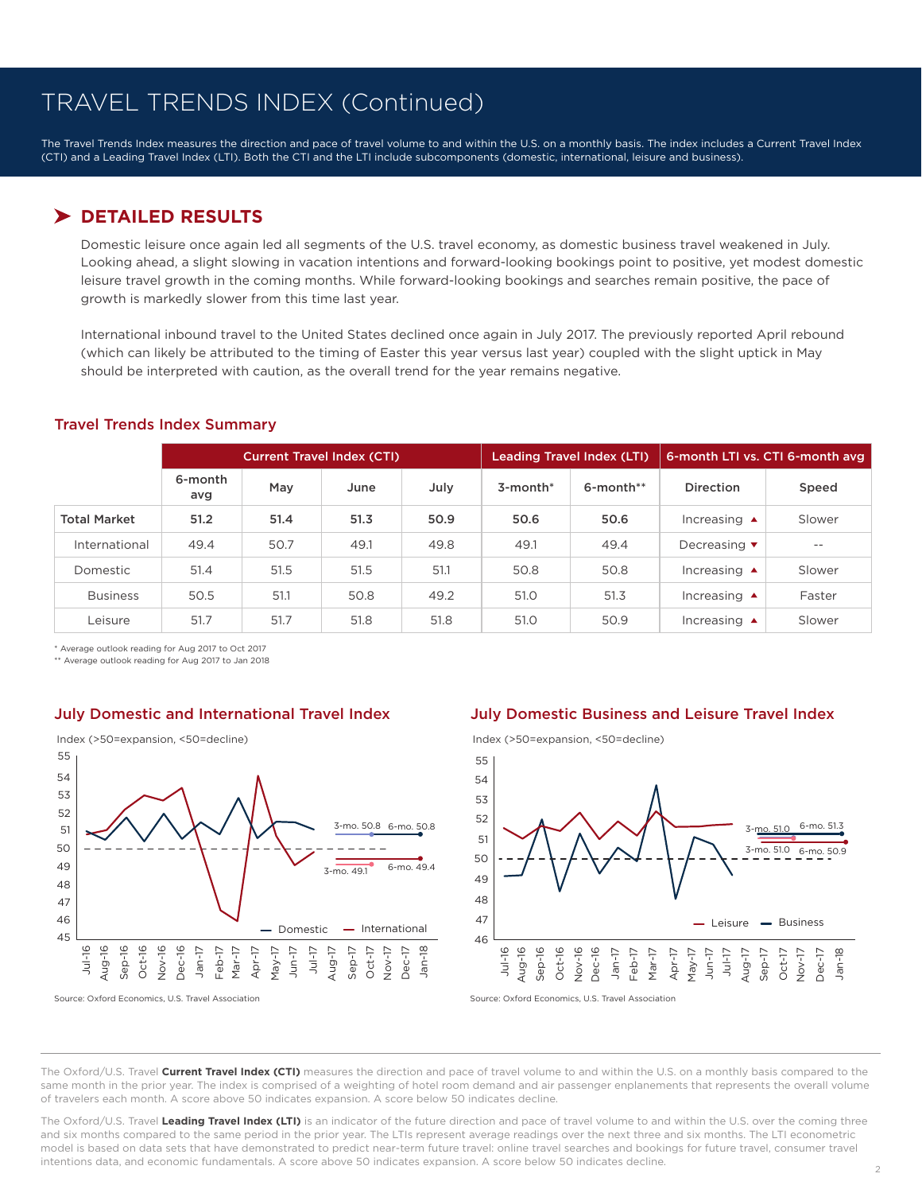# TRAVEL TRENDS INDEX (Continued)

The Travel Trends Index measures the direction and pace of travel volume to and within the U.S. on a monthly basis. The index includes a Current Travel Index (CTI) and a Leading Travel Index (LTI). Both the CTI and the LTI include subcomponents (domestic, international, leisure and business).

## DETAILED RESULTS

Domestic leisure once again led all segments of the U.S. travel economy, as domestic business travel weakened in July. Looking ahead, a slight slowing in vacation intentions and forward-looking bookings point to positive, yet modest domestic leisure travel growth in the coming months. While forward-looking bookings and searches remain positive, the pace of growth is markedly slower from this time last year.

International inbound travel to the United States declined once again in July 2017. The previously reported April rebound (which can likely be attributed to the timing of Easter this year versus last year) coupled with the slight uptick in May should be interpreted with caution, as the overall trend for the year remains negative.

### Travel Trends Index Summary

| | Current Travel Index (CTI) | | | | Leading Travel Index (LTI) | | 6-month LTI vs. CTI 6-month avg | |
|---|---|---|---|---|---|---|---|---|
| | 6-month avg | May | June | July | 3-month* | 6-month** | Direction | Speed |
| **Total Market** | **51.2** | **51.4** | **51.3** | **50.9** | **50.6** | **50.6** | Increasing ▲ | Slower |
| International | 49.4 | 50.7 | 49.1 | 49.8 | 49.1 | 49.4 | Decreasing ▼ | -- |
| Domestic | 51.4 | 51.5 | 51.5 | 51.1 | 50.8 | 50.8 | Increasing ▲ | Slower |
| Business | 50.5 | 51.1 | 50.8 | 49.2 | 51.0 | 51.3 | Increasing ▲ | Faster |
| Leisure | 51.7 | 51.7 | 51.8 | 51.8 | 51.0 | 50.9 | Increasing ▲ | Slower |

\* Average outlook reading for Aug 2017 to Oct 2017
\*\* Average outlook reading for Aug 2017 to Jan 2018

### July Domestic and International Travel Index

Index (>50=expansion, <50=decline)

Source: Oxford Economics, U.S. Travel Association

### July Domestic Business and Leisure Travel Index

Index (>50=expansion, <50=decline)

Source: Oxford Economics, U.S. Travel Association

The Oxford/U.S. Travel **Current Travel Index (CTI)** measures the direction and pace of travel volume to and within the U.S. on a monthly basis compared to the same month in the prior year. The index is comprised of a weighting of hotel room demand and air passenger enplanements that represents the overall volume of travelers each month. A score above 50 indicates expansion. A score below 50 indicates decline.

The Oxford/U.S. Travel **Leading Travel Index (LTI)** is an indicator of the future direction and pace of travel volume to and within the U.S. over the coming three and six months compared to the same period in the prior year. The LTIs represent average readings over the next three and six months. The LTI econometric model is based on data sets that have demonstrated to predict near-term future travel: online travel searches and bookings for future travel, consumer travel intentions data, and economic fundamentals. A score above 50 indicates expansion. A score below 50 indicates decline.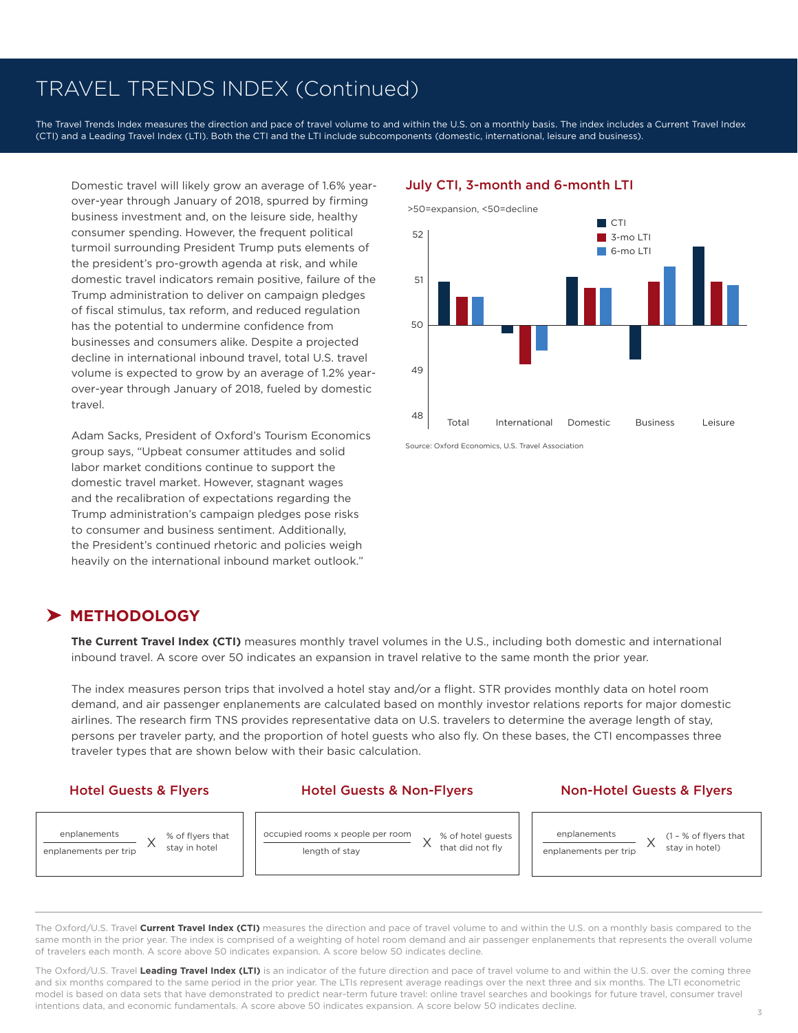# TRAVEL TRENDS INDEX (Continued)

The Travel Trends Index measures the direction and pace of travel volume to and within the U.S. on a monthly basis. The index includes a Current Travel Index (CTI) and a Leading Travel Index (LTI). Both the CTI and the LTI include subcomponents (domestic, international, leisure and business).

Domestic travel will likely grow an average of 1.6% year-over-year through January of 2018, spurred by firming business investment and, on the leisure side, healthy consumer spending. However, the frequent political turmoil surrounding President Trump puts elements of the president's pro-growth agenda at risk, and while domestic travel indicators remain positive, failure of the Trump administration to deliver on campaign pledges of fiscal stimulus, tax reform, and reduced regulation has the potential to undermine confidence from businesses and consumers alike. Despite a projected decline in international inbound travel, total U.S. travel volume is expected to grow by an average of 1.2% year-over-year through January of 2018, fueled by domestic travel.

Adam Sacks, President of Oxford's Tourism Economics group says, "Upbeat consumer attitudes and solid labor market conditions continue to support the domestic travel market. However, stagnant wages and the recalibration of expectations regarding the Trump administration's campaign pledges pose risks to consumer and business sentiment. Additionally, the President's continued rhetoric and policies weigh heavily on the international inbound market outlook."

### July CTI, 3-month and 6-month LTI

>50=expansion, <50=decline

Legend: CTI, 3-mo LTI, 6-mo LTI

Categories: Total, International, Domestic, Business, Leisure

Source: Oxford Economics, U.S. Travel Association

## METHODOLOGY

**The Current Travel Index (CTI)** measures monthly travel volumes in the U.S., including both domestic and international inbound travel. A score over 50 indicates an expansion in travel relative to the same month the prior year.

The index measures person trips that involved a hotel stay and/or a flight. STR provides monthly data on hotel room demand, and air passenger enplanements are calculated based on monthly investor relations reports for major domestic airlines. The research firm TNS provides representative data on U.S. travelers to determine the average length of stay, persons per traveler party, and the proportion of hotel guests who also fly. On these bases, the CTI encompasses three traveler types that are shown below with their basic calculation.

**Hotel Guests & Flyers**

$$\frac{\text{enplanements}}{\text{enplanements per trip}} \times \text{\% of flyers that stay in hotel}$$

**Hotel Guests & Non-Flyers**

$$\frac{\text{occupied rooms} \times \text{people per room}}{\text{length of stay}} \times \text{\% of hotel guests that did not fly}$$

**Non-Hotel Guests & Flyers**

$$\frac{\text{enplanements}}{\text{enplanements per trip}} \times (1 - \text{\% of flyers that stay in hotel})$$

The Oxford/U.S. Travel **Current Travel Index (CTI)** measures the direction and pace of travel volume to and within the U.S. on a monthly basis compared to the same month in the prior year. The index is comprised of a weighting of hotel room demand and air passenger enplanements that represents the overall volume of travelers each month. A score above 50 indicates expansion. A score below 50 indicates decline.

The Oxford/U.S. Travel **Leading Travel Index (LTI)** is an indicator of the future direction and pace of travel volume to and within the U.S. over the coming three and six months compared to the same period in the prior year. The LTIs represent average readings over the next three and six months. The LTI econometric model is based on data sets that have demonstrated to predict near-term future travel: online travel searches and bookings for future travel, consumer travel intentions data, and economic fundamentals. A score above 50 indicates expansion. A score below 50 indicates decline.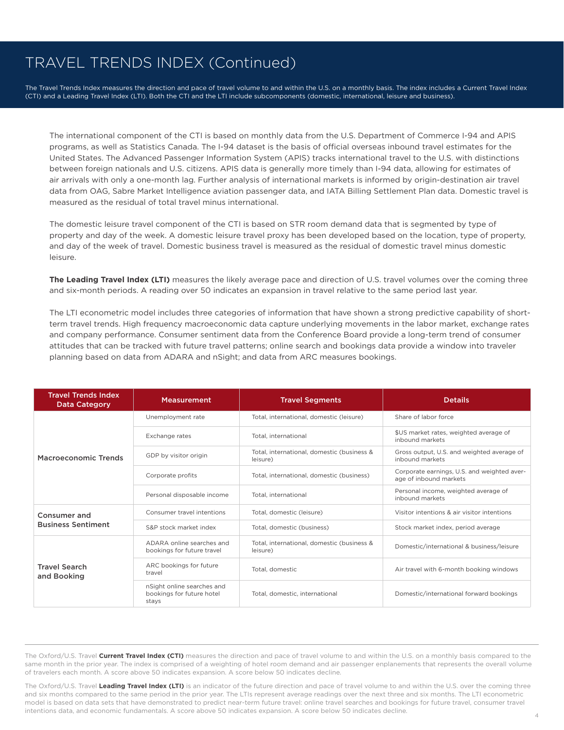# TRAVEL TRENDS INDEX (Continued)

The Travel Trends Index measures the direction and pace of travel volume to and within the U.S. on a monthly basis. The index includes a Current Travel Index (CTI) and a Leading Travel Index (LTI). Both the CTI and the LTI include subcomponents (domestic, international, leisure and business).

The international component of the CTI is based on monthly data from the U.S. Department of Commerce I-94 and APIS programs, as well as Statistics Canada. The I-94 dataset is the basis of official overseas inbound travel estimates for the United States. The Advanced Passenger Information System (APIS) tracks international travel to the U.S. with distinctions between foreign nationals and U.S. citizens. APIS data is generally more timely than I-94 data, allowing for estimates of air arrivals with only a one-month lag. Further analysis of international markets is informed by origin-destination air travel data from OAG, Sabre Market Intelligence aviation passenger data, and IATA Billing Settlement Plan data. Domestic travel is measured as the residual of total travel minus international.

The domestic leisure travel component of the CTI is based on STR room demand data that is segmented by type of property and day of the week. A domestic leisure travel proxy has been developed based on the location, type of property, and day of the week of travel. Domestic business travel is measured as the residual of domestic travel minus domestic leisure.

**The Leading Travel Index (LTI)** measures the likely average pace and direction of U.S. travel volumes over the coming three and six-month periods. A reading over 50 indicates an expansion in travel relative to the same period last year.

The LTI econometric model includes three categories of information that have shown a strong predictive capability of short-term travel trends. High frequency macroeconomic data capture underlying movements in the labor market, exchange rates and company performance. Consumer sentiment data from the Conference Board provide a long-term trend of consumer attitudes that can be tracked with future travel patterns; online search and bookings data provide a window into traveler planning based on data from ADARA and nSight; and data from ARC measures bookings.

| Travel Trends Index Data Category | Measurement | Travel Segments | Details |
|---|---|---|---|
| Macroeconomic Trends | Unemployment rate | Total, international, domestic (leisure) | Share of labor force |
| | Exchange rates | Total, international | $US market rates, weighted average of inbound markets |
| | GDP by visitor origin | Total, international, domestic (business & leisure) | Gross output, U.S. and weighted average of inbound markets |
| | Corporate profits | Total, international, domestic (business) | Corporate earnings, U.S. and weighted average of inbound markets |
| | Personal disposable income | Total, international | Personal income, weighted average of inbound markets |
| Consumer and Business Sentiment | Consumer travel intentions | Total, domestic (leisure) | Visitor intentions & air visitor intentions |
| | S&P stock market index | Total, domestic (business) | Stock market index, period average |
| Travel Search and Booking | ADARA online searches and bookings for future travel | Total, international, domestic (business & leisure) | Domestic/international & business/leisure |
| | ARC bookings for future travel | Total, domestic | Air travel with 6-month booking windows |
| | nSight online searches and bookings for future hotel stays | Total, domestic, international | Domestic/international forward bookings |

The Oxford/U.S. Travel **Current Travel Index (CTI)** measures the direction and pace of travel volume to and within the U.S. on a monthly basis compared to the same month in the prior year. The index is comprised of a weighting of hotel room demand and air passenger enplanements that represents the overall volume of travelers each month. A score above 50 indicates expansion. A score below 50 indicates decline.

The Oxford/U.S. Travel **Leading Travel Index (LTI)** is an indicator of the future direction and pace of travel volume to and within the U.S. over the coming three and six months compared to the same period in the prior year. The LTIs represent average readings over the next three and six months. The LTI econometric model is based on data sets that have demonstrated to predict near-term future travel: online travel searches and bookings for future travel, consumer travel intentions data, and economic fundamentals. A score above 50 indicates expansion. A score below 50 indicates decline.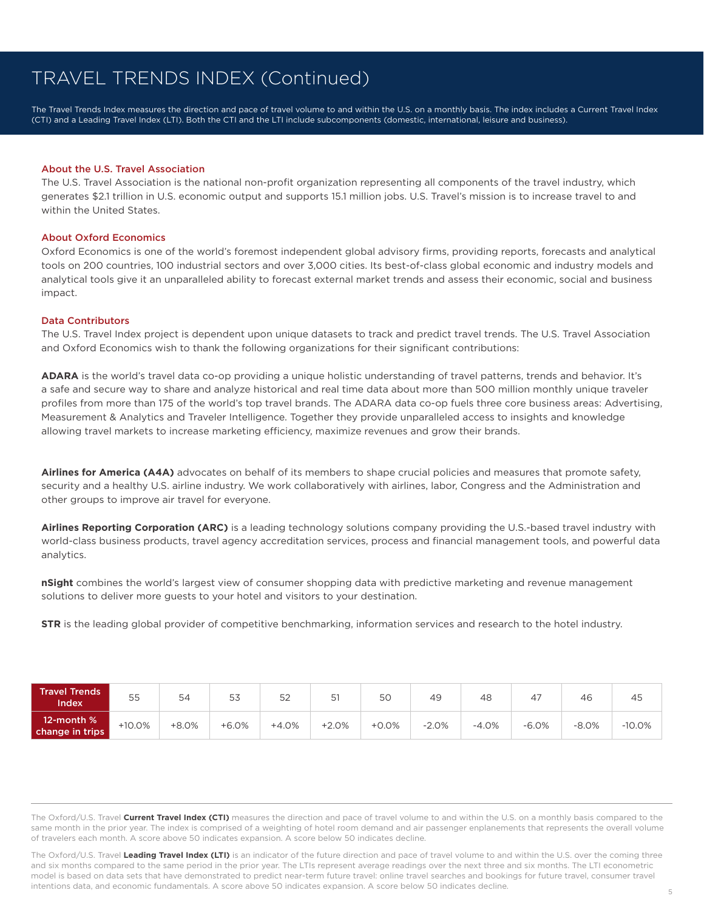# TRAVEL TRENDS INDEX (Continued)

The Travel Trends Index measures the direction and pace of travel volume to and within the U.S. on a monthly basis. The index includes a Current Travel Index (CTI) and a Leading Travel Index (LTI). Both the CTI and the LTI include subcomponents (domestic, international, leisure and business).

### About the U.S. Travel Association

The U.S. Travel Association is the national non-profit organization representing all components of the travel industry, which generates $2.1 trillion in U.S. economic output and supports 15.1 million jobs. U.S. Travel's mission is to increase travel to and within the United States.

### About Oxford Economics

Oxford Economics is one of the world's foremost independent global advisory firms, providing reports, forecasts and analytical tools on 200 countries, 100 industrial sectors and over 3,000 cities. Its best-of-class global economic and industry models and analytical tools give it an unparalleled ability to forecast external market trends and assess their economic, social and business impact.

### Data Contributors

The U.S. Travel Index project is dependent upon unique datasets to track and predict travel trends. The U.S. Travel Association and Oxford Economics wish to thank the following organizations for their significant contributions:

**ADARA** is the world's travel data co-op providing a unique holistic understanding of travel patterns, trends and behavior. It's a safe and secure way to share and analyze historical and real time data about more than 500 million monthly unique traveler profiles from more than 175 of the world's top travel brands. The ADARA data co-op fuels three core business areas: Advertising, Measurement & Analytics and Traveler Intelligence. Together they provide unparalleled access to insights and knowledge allowing travel markets to increase marketing efficiency, maximize revenues and grow their brands.

**Airlines for America (A4A)** advocates on behalf of its members to shape crucial policies and measures that promote safety, security and a healthy U.S. airline industry. We work collaboratively with airlines, labor, Congress and the Administration and other groups to improve air travel for everyone.

**Airlines Reporting Corporation (ARC)** is a leading technology solutions company providing the U.S.-based travel industry with world-class business products, travel agency accreditation services, process and financial management tools, and powerful data analytics.

**nSight** combines the world's largest view of consumer shopping data with predictive marketing and revenue management solutions to deliver more guests to your hotel and visitors to your destination.

**STR** is the leading global provider of competitive benchmarking, information services and research to the hotel industry.

| Travel Trends Index | 55 | 54 | 53 | 52 | 51 | 50 | 49 | 48 | 47 | 46 | 45 |
|---|---|---|---|---|---|---|---|---|---|---|---|
| 12-month % change in trips | +10.0% | +8.0% | +6.0% | +4.0% | +2.0% | +0.0% | -2.0% | -4.0% | -6.0% | -8.0% | -10.0% |

The Oxford/U.S. Travel **Current Travel Index (CTI)** measures the direction and pace of travel volume to and within the U.S. on a monthly basis compared to the same month in the prior year. The index is comprised of a weighting of hotel room demand and air passenger enplanements that represents the overall volume of travelers each month. A score above 50 indicates expansion. A score below 50 indicates decline.

The Oxford/U.S. Travel **Leading Travel Index (LTI)** is an indicator of the future direction and pace of travel volume to and within the U.S. over the coming three and six months compared to the same period in the prior year. The LTIs represent average readings over the next three and six months. The LTI econometric model is based on data sets that have demonstrated to predict near-term future travel: online travel searches and bookings for future travel, consumer travel intentions data, and economic fundamentals. A score above 50 indicates expansion. A score below 50 indicates decline.